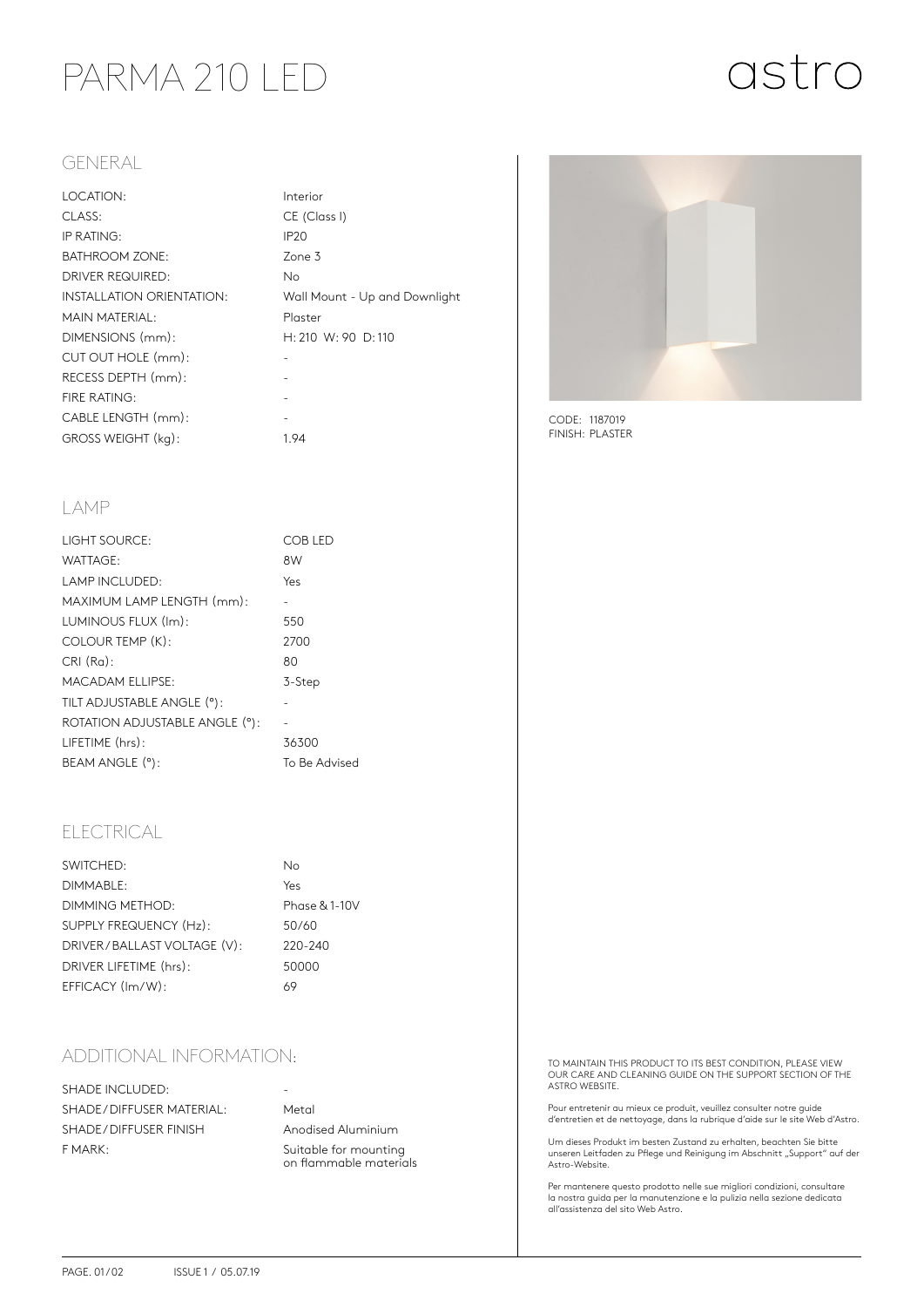# PARMA 210 LED

astro

## GENERAL

| | |
|---|---|
| LOCATION: | Interior |
| CLASS: | CE (Class I) |
| IP RATING: | IP20 |
| BATHROOM ZONE: | Zone 3 |
| DRIVER REQUIRED: | No |
| INSTALLATION ORIENTATION: | Wall Mount - Up and Downlight |
| MAIN MATERIAL: | Plaster |
| DIMENSIONS (mm): | H: 210 W: 90 D: 110 |
| CUT OUT HOLE (mm): | - |
| RECESS DEPTH (mm): | - |
| FIRE RATING: | - |
| CABLE LENGTH (mm): | - |
| GROSS WEIGHT (kg): | 1.94 |

CODE: 1187019
FINISH: PLASTER

## LAMP

| | |
|---|---|
| LIGHT SOURCE: | COB LED |
| WATTAGE: | 8W |
| LAMP INCLUDED: | Yes |
| MAXIMUM LAMP LENGTH (mm): | - |
| LUMINOUS FLUX (lm): | 550 |
| COLOUR TEMP (K): | 2700 |
| CRI (Ra): | 80 |
| MACADAM ELLIPSE: | 3-Step |
| TILT ADJUSTABLE ANGLE (°): | - |
| ROTATION ADJUSTABLE ANGLE (°): | - |
| LIFETIME (hrs): | 36300 |
| BEAM ANGLE (°): | To Be Advised |

## ELECTRICAL

| | |
|---|---|
| SWITCHED: | No |
| DIMMABLE: | Yes |
| DIMMING METHOD: | Phase & 1-10V |
| SUPPLY FREQUENCY (Hz): | 50/60 |
| DRIVER/BALLAST VOLTAGE (V): | 220-240 |
| DRIVER LIFETIME (hrs): | 50000 |
| EFFICACY (lm/W): | 69 |

## ADDITIONAL INFORMATION:

| | |
|---|---|
| SHADE INCLUDED: | - |
| SHADE/DIFFUSER MATERIAL: | Metal |
| SHADE/DIFFUSER FINISH | Anodised Aluminium |
| F MARK: | Suitable for mounting on flammable materials |

TO MAINTAIN THIS PRODUCT TO ITS BEST CONDITION, PLEASE VIEW OUR CARE AND CLEANING GUIDE ON THE SUPPORT SECTION OF THE ASTRO WEBSITE.

Pour entretenir au mieux ce produit, veuillez consulter notre guide d'entretien et de nettoyage, dans la rubrique d'aide sur le site Web d'Astro.

Um dieses Produkt im besten Zustand zu erhalten, beachten Sie bitte unseren Leitfaden zu Pflege und Reinigung im Abschnitt „Support" auf der Astro-Website.

Per mantenere questo prodotto nelle sue migliori condizioni, consultare la nostra guida per la manutenzione e la pulizia nella sezione dedicata all'assistenza del sito Web Astro.

ISSUE 1 / 05.07.19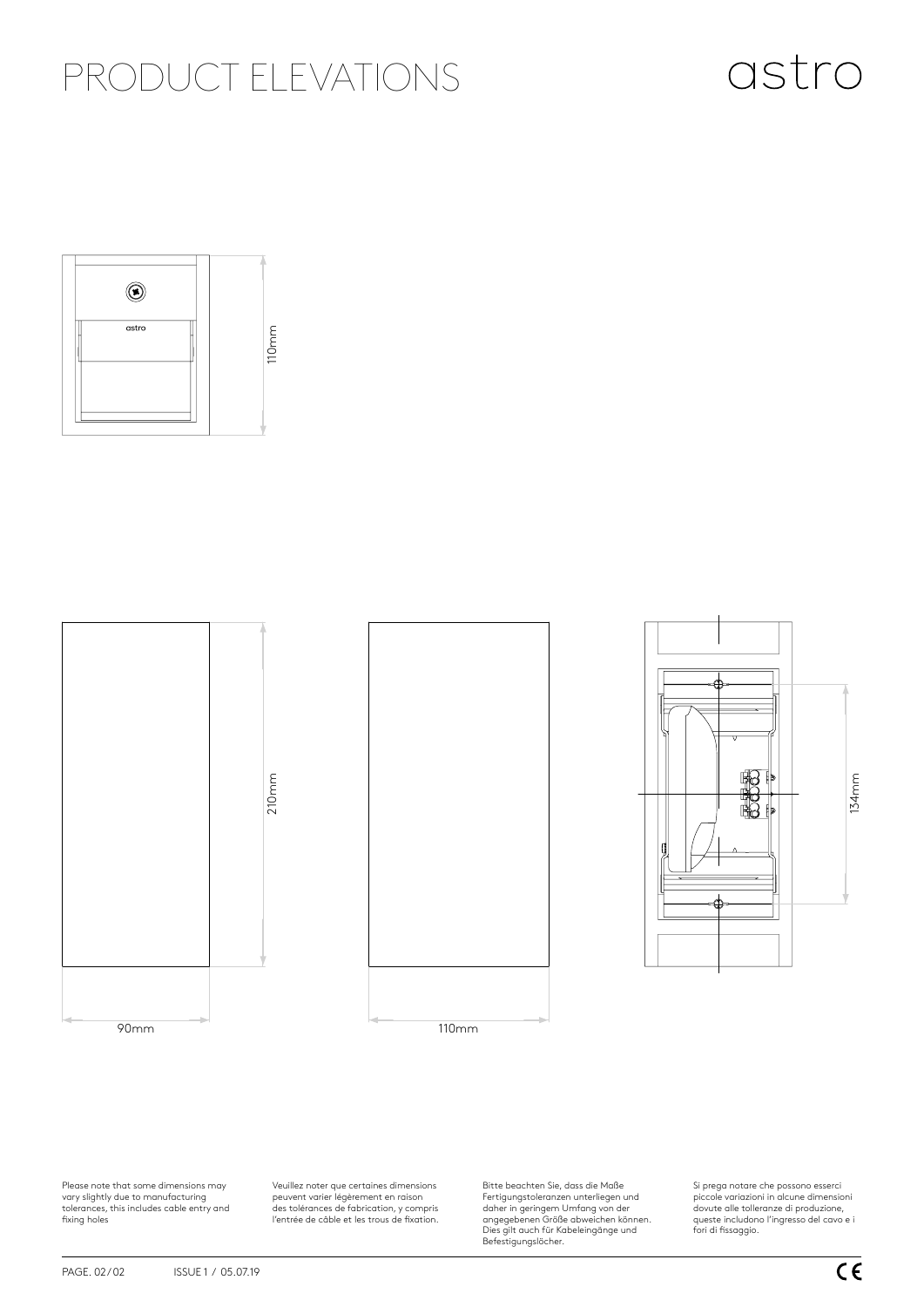# PRODUCT ELEVATIONS

astro

astro

110mm

210mm

90mm

110mm

134mm

Please note that some dimensions may vary slightly due to manufacturing tolerances, this includes cable entry and fixing holes

Veuillez noter que certaines dimensions peuvent varier légèrement en raison des tolérances de fabrication, y compris l'entrée de câble et les trous de fixation.

Bitte beachten Sie, dass die Maße Fertigungstoleranzen unterliegen und daher in geringem Umfang von der angegebenen Größe abweichen können. Dies gilt auch für Kabeleingänge und Befestigungslöcher.

Si prega notare che possono esserci piccole variazioni in alcune dimensioni dovute alle tolleranze di produzione, queste includono l'ingresso del cavo e i fori di fissaggio.

ISSUE 1 / 05.07.19

CE